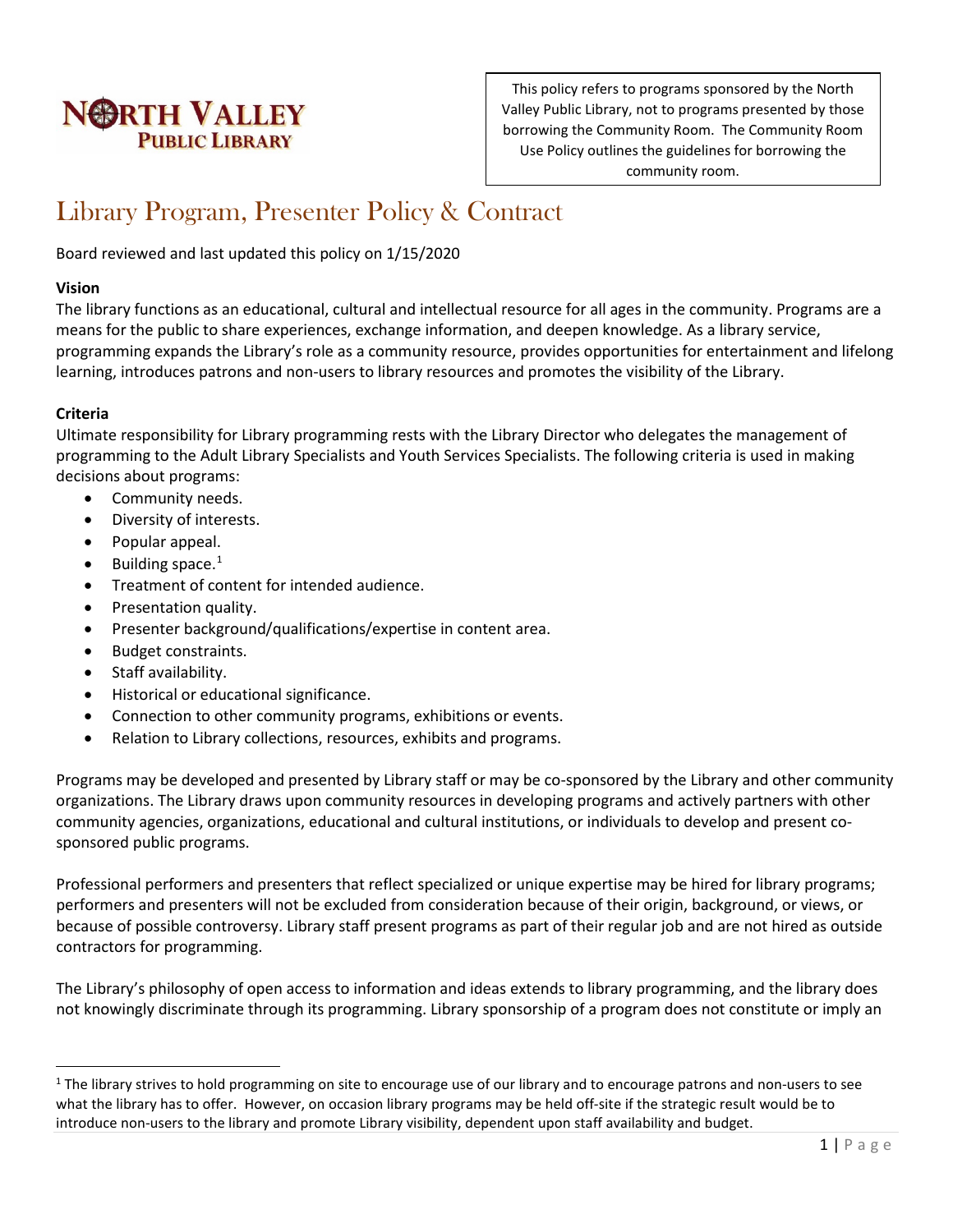NORTH VALLEY
PUBLIC LIBRARY

This policy refers to programs sponsored by the North Valley Public Library, not to programs presented by those borrowing the Community Room. The Community Room Use Policy outlines the guidelines for borrowing the community room.

# Library Program, Presenter Policy & Contract

Board reviewed and last updated this policy on 1/15/2020

**Vision**

The library functions as an educational, cultural and intellectual resource for all ages in the community. Programs are a means for the public to share experiences, exchange information, and deepen knowledge. As a library service, programming expands the Library's role as a community resource, provides opportunities for entertainment and lifelong learning, introduces patrons and non-users to library resources and promotes the visibility of the Library.

**Criteria**

Ultimate responsibility for Library programming rests with the Library Director who delegates the management of programming to the Adult Library Specialists and Youth Services Specialists. The following criteria is used in making decisions about programs:

- Community needs.
- Diversity of interests.
- Popular appeal.
- Building space.[1]
- Treatment of content for intended audience.
- Presentation quality.
- Presenter background/qualifications/expertise in content area.
- Budget constraints.
- Staff availability.
- Historical or educational significance.
- Connection to other community programs, exhibitions or events.
- Relation to Library collections, resources, exhibits and programs.

Programs may be developed and presented by Library staff or may be co-sponsored by the Library and other community organizations. The Library draws upon community resources in developing programs and actively partners with other community agencies, organizations, educational and cultural institutions, or individuals to develop and present co-sponsored public programs.

Professional performers and presenters that reflect specialized or unique expertise may be hired for library programs; performers and presenters will not be excluded from consideration because of their origin, background, or views, or because of possible controversy. Library staff present programs as part of their regular job and are not hired as outside contractors for programming.

The Library's philosophy of open access to information and ideas extends to library programming, and the library does not knowingly discriminate through its programming. Library sponsorship of a program does not constitute or imply an

[1] The library strives to hold programming on site to encourage use of our library and to encourage patrons and non-users to see what the library has to offer. However, on occasion library programs may be held off-site if the strategic result would be to introduce non-users to the library and promote Library visibility, dependent upon staff availability and budget.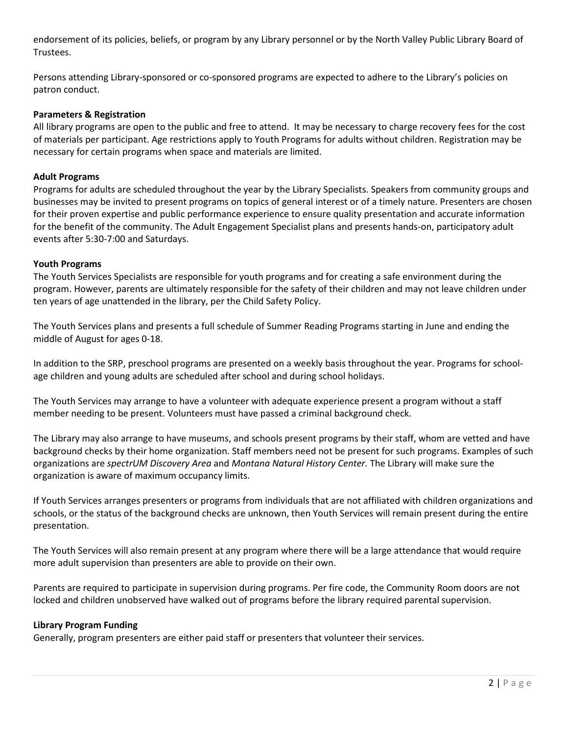endorsement of its policies, beliefs, or program by any Library personnel or by the North Valley Public Library Board of Trustees.

Persons attending Library-sponsored or co-sponsored programs are expected to adhere to the Library's policies on patron conduct.

**Parameters & Registration**

All library programs are open to the public and free to attend. It may be necessary to charge recovery fees for the cost of materials per participant. Age restrictions apply to Youth Programs for adults without children. Registration may be necessary for certain programs when space and materials are limited.

**Adult Programs**

Programs for adults are scheduled throughout the year by the Library Specialists. Speakers from community groups and businesses may be invited to present programs on topics of general interest or of a timely nature. Presenters are chosen for their proven expertise and public performance experience to ensure quality presentation and accurate information for the benefit of the community. The Adult Engagement Specialist plans and presents hands-on, participatory adult events after 5:30-7:00 and Saturdays.

**Youth Programs**

The Youth Services Specialists are responsible for youth programs and for creating a safe environment during the program. However, parents are ultimately responsible for the safety of their children and may not leave children under ten years of age unattended in the library, per the Child Safety Policy.

The Youth Services plans and presents a full schedule of Summer Reading Programs starting in June and ending the middle of August for ages 0-18.

In addition to the SRP, preschool programs are presented on a weekly basis throughout the year. Programs for school-age children and young adults are scheduled after school and during school holidays.

The Youth Services may arrange to have a volunteer with adequate experience present a program without a staff member needing to be present. Volunteers must have passed a criminal background check.

The Library may also arrange to have museums, and schools present programs by their staff, whom are vetted and have background checks by their home organization. Staff members need not be present for such programs. Examples of such organizations are *spectrUM Discovery Area* and *Montana Natural History Center.* The Library will make sure the organization is aware of maximum occupancy limits.

If Youth Services arranges presenters or programs from individuals that are not affiliated with children organizations and schools, or the status of the background checks are unknown, then Youth Services will remain present during the entire presentation.

The Youth Services will also remain present at any program where there will be a large attendance that would require more adult supervision than presenters are able to provide on their own.

Parents are required to participate in supervision during programs. Per fire code, the Community Room doors are not locked and children unobserved have walked out of programs before the library required parental supervision.

**Library Program Funding**

Generally, program presenters are either paid staff or presenters that volunteer their services.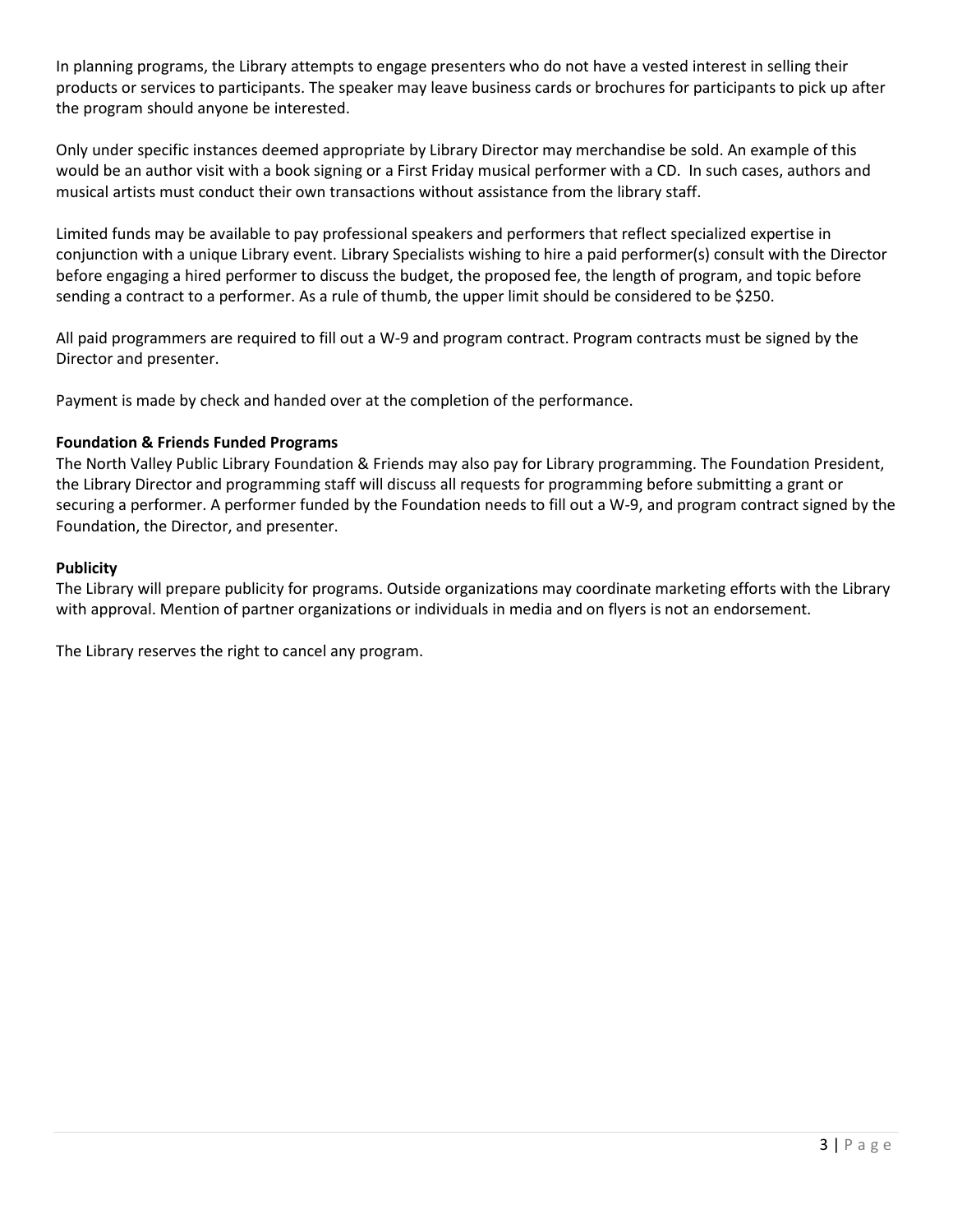In planning programs, the Library attempts to engage presenters who do not have a vested interest in selling their products or services to participants. The speaker may leave business cards or brochures for participants to pick up after the program should anyone be interested.

Only under specific instances deemed appropriate by Library Director may merchandise be sold. An example of this would be an author visit with a book signing or a First Friday musical performer with a CD. In such cases, authors and musical artists must conduct their own transactions without assistance from the library staff.

Limited funds may be available to pay professional speakers and performers that reflect specialized expertise in conjunction with a unique Library event. Library Specialists wishing to hire a paid performer(s) consult with the Director before engaging a hired performer to discuss the budget, the proposed fee, the length of program, and topic before sending a contract to a performer. As a rule of thumb, the upper limit should be considered to be $250.

All paid programmers are required to fill out a W-9 and program contract. Program contracts must be signed by the Director and presenter.

Payment is made by check and handed over at the completion of the performance.

**Foundation & Friends Funded Programs**

The North Valley Public Library Foundation & Friends may also pay for Library programming. The Foundation President, the Library Director and programming staff will discuss all requests for programming before submitting a grant or securing a performer. A performer funded by the Foundation needs to fill out a W-9, and program contract signed by the Foundation, the Director, and presenter.

**Publicity**

The Library will prepare publicity for programs. Outside organizations may coordinate marketing efforts with the Library with approval. Mention of partner organizations or individuals in media and on flyers is not an endorsement.

The Library reserves the right to cancel any program.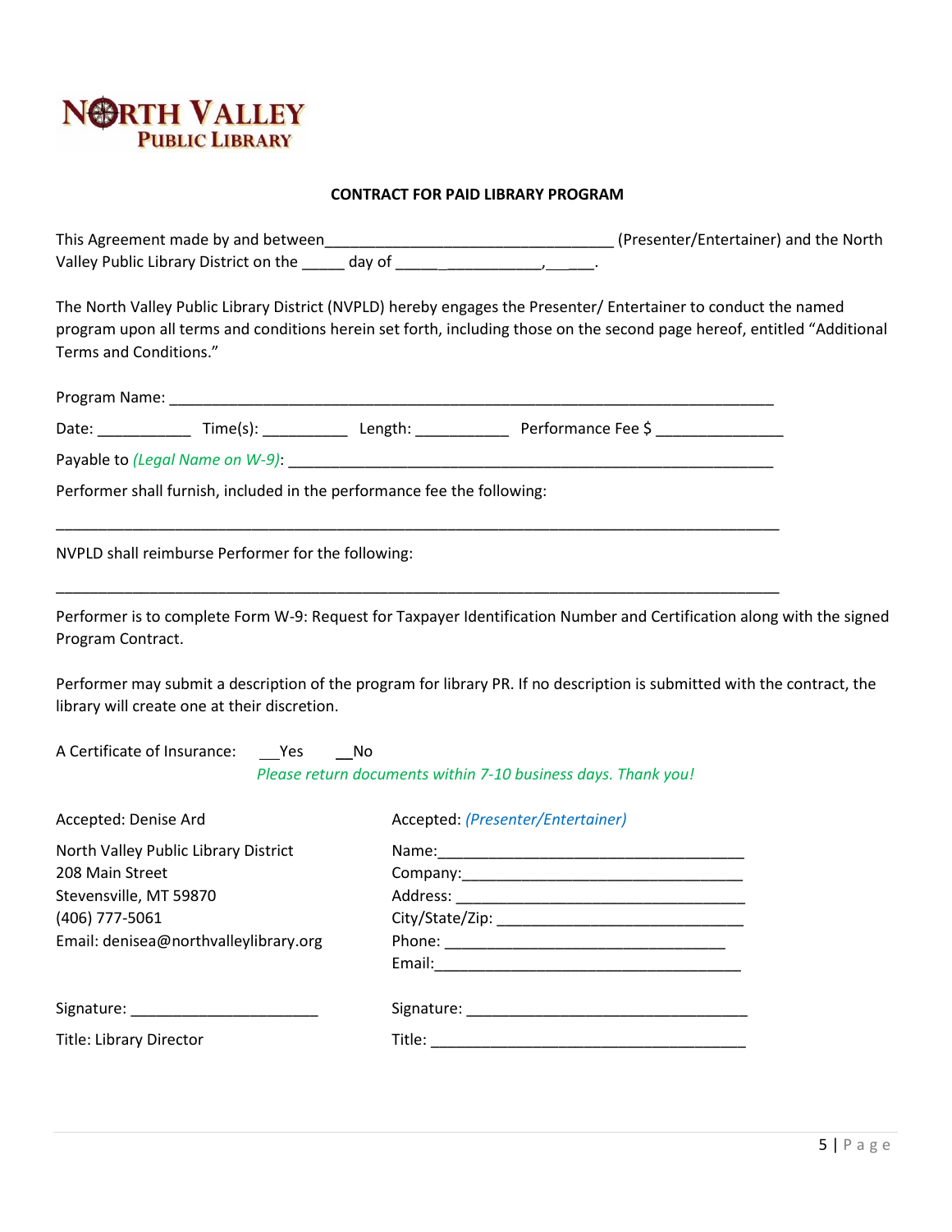**NORTH VALLEY**
**PUBLIC LIBRARY**

**CONTRACT FOR PAID LIBRARY PROGRAM**

This Agreement made by and between_________________________________ (Presenter/Entertainer) and the North Valley Public Library District on the _____ day of ______ __________, _____.

The North Valley Public Library District (NVPLD) hereby engages the Presenter/ Entertainer to conduct the named program upon all terms and conditions herein set forth, including those on the second page hereof, entitled "Additional Terms and Conditions."

Program Name: ___________________________________________________________________________

Date: ___________ Time(s): __________ Length: ___________ Performance Fee $ _______________

Payable to *(Legal Name on W-9)*: _________________________________________________________

Performer shall furnish, included in the performance fee the following:

_______________________________________________________________________________________

NVPLD shall reimburse Performer for the following:

_______________________________________________________________________________________

Performer is to complete Form W-9: Request for Taxpayer Identification Number and Certification along with the signed Program Contract.

Performer may submit a description of the program for library PR. If no description is submitted with the contract, the library will create one at their discretion.

A Certificate of Insurance: __Yes __No

*Please return documents within 7-10 business days. Thank you!*

Accepted: Denise Ard

North Valley Public Library District
208 Main Street
Stevensville, MT 59870
(406) 777-5061
Email: denisea@northvalleylibrary.org

Signature: ______________________

Title: Library Director

Accepted: *(Presenter/Entertainer)*

Name:____________________________________
Company:_________________________________
Address: _________________________________
City/State/Zip: ____________________________
Phone: _________________________________
Email:____________________________________

Signature: _________________________________

Title: _____________________________________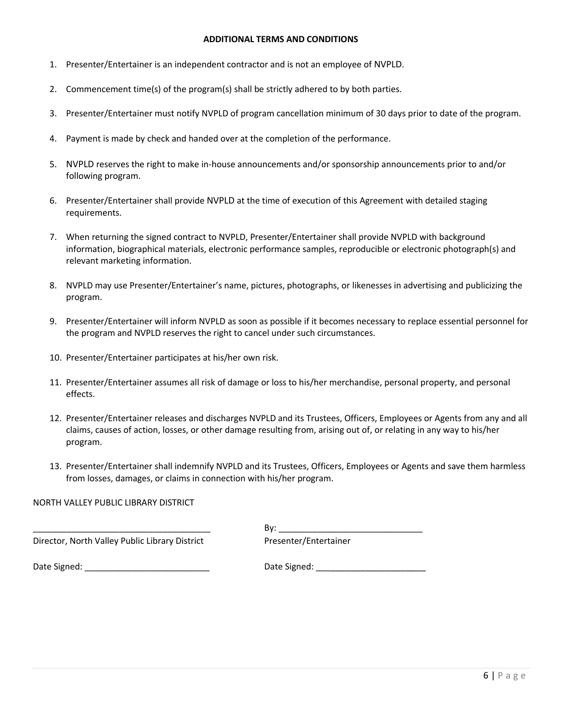**ADDITIONAL TERMS AND CONDITIONS**

1. Presenter/Entertainer is an independent contractor and is not an employee of NVPLD.
2. Commencement time(s) of the program(s) shall be strictly adhered to by both parties.
3. Presenter/Entertainer must notify NVPLD of program cancellation minimum of 30 days prior to date of the program.
4. Payment is made by check and handed over at the completion of the performance.
5. NVPLD reserves the right to make in-house announcements and/or sponsorship announcements prior to and/or following program.
6. Presenter/Entertainer shall provide NVPLD at the time of execution of this Agreement with detailed staging requirements.
7. When returning the signed contract to NVPLD, Presenter/Entertainer shall provide NVPLD with background information, biographical materials, electronic performance samples, reproducible or electronic photograph(s) and relevant marketing information.
8. NVPLD may use Presenter/Entertainer's name, pictures, photographs, or likenesses in advertising and publicizing the program.
9. Presenter/Entertainer will inform NVPLD as soon as possible if it becomes necessary to replace essential personnel for the program and NVPLD reserves the right to cancel under such circumstances.
10. Presenter/Entertainer participates at his/her own risk.
11. Presenter/Entertainer assumes all risk of damage or loss to his/her merchandise, personal property, and personal effects.
12. Presenter/Entertainer releases and discharges NVPLD and its Trustees, Officers, Employees or Agents from any and all claims, causes of action, losses, or other damage resulting from, arising out of, or relating in any way to his/her program.
13. Presenter/Entertainer shall indemnify NVPLD and its Trustees, Officers, Employees or Agents and save them harmless from losses, damages, or claims in connection with his/her program.

NORTH VALLEY PUBLIC LIBRARY DISTRICT

_____________________________________ By: ______________________________

Director, North Valley Public Library District Presenter/Entertainer

Date Signed: __________________________ Date Signed: _______________________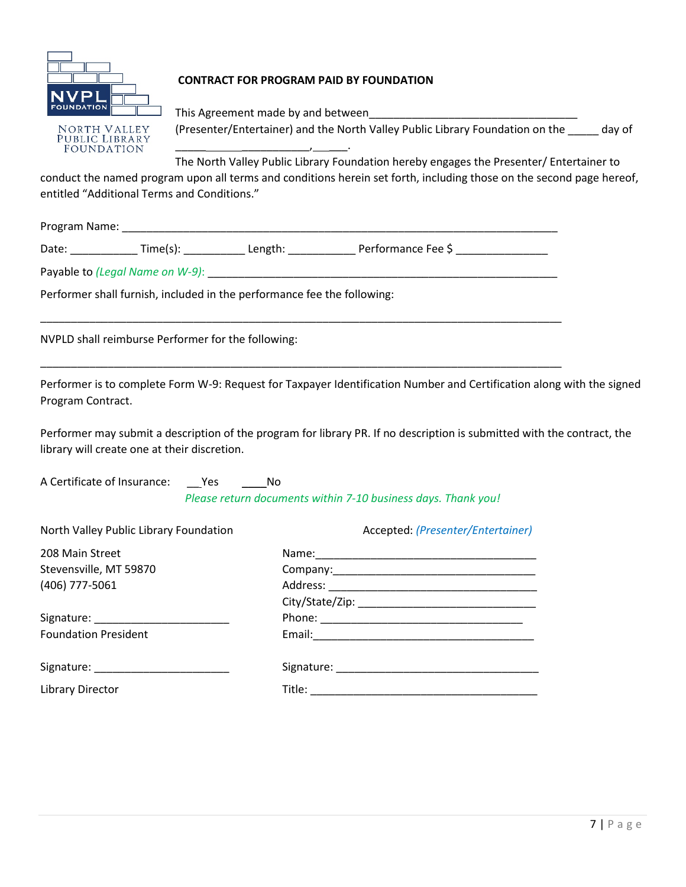NVPL FOUNDATION

NORTH VALLEY PUBLIC LIBRARY FOUNDATION

**CONTRACT FOR PROGRAM PAID BY FOUNDATION**

This Agreement made by and between___________________________________ (Presenter/Entertainer) and the North Valley Public Library Foundation on the _____ day of _____________________,______.

The North Valley Public Library Foundation hereby engages the Presenter/ Entertainer to conduct the named program upon all terms and conditions herein set forth, including those on the second page hereof, entitled "Additional Terms and Conditions."

Program Name: ___________________________________________________________________________

Date: ___________ Time(s): __________ Length: ___________ Performance Fee $ _______________

Payable to *(Legal Name on W-9)*: ____________________________________________________________

Performer shall furnish, included in the performance fee the following:

_________________________________________________________________________________________

NVPLD shall reimburse Performer for the following:

_________________________________________________________________________________________

Performer is to complete Form W-9: Request for Taxpayer Identification Number and Certification along with the signed Program Contract.

Performer may submit a description of the program for library PR. If no description is submitted with the contract, the library will create one at their discretion.

A Certificate of Insurance: __Yes ____No

*Please return documents within 7-10 business days. Thank you!*

North Valley Public Library Foundation

208 Main Street
Stevensville, MT 59870
(406) 777-5061

Signature: ______________________
Foundation President

Signature: ______________________
Library Director

Accepted: *(Presenter/Entertainer)*

Name:_____________________________________
Company:__________________________________
Address: __________________________________
City/State/Zip: ____________________________
Phone: ___________________________________
Email:_____________________________________

Signature: _________________________________
Title: _____________________________________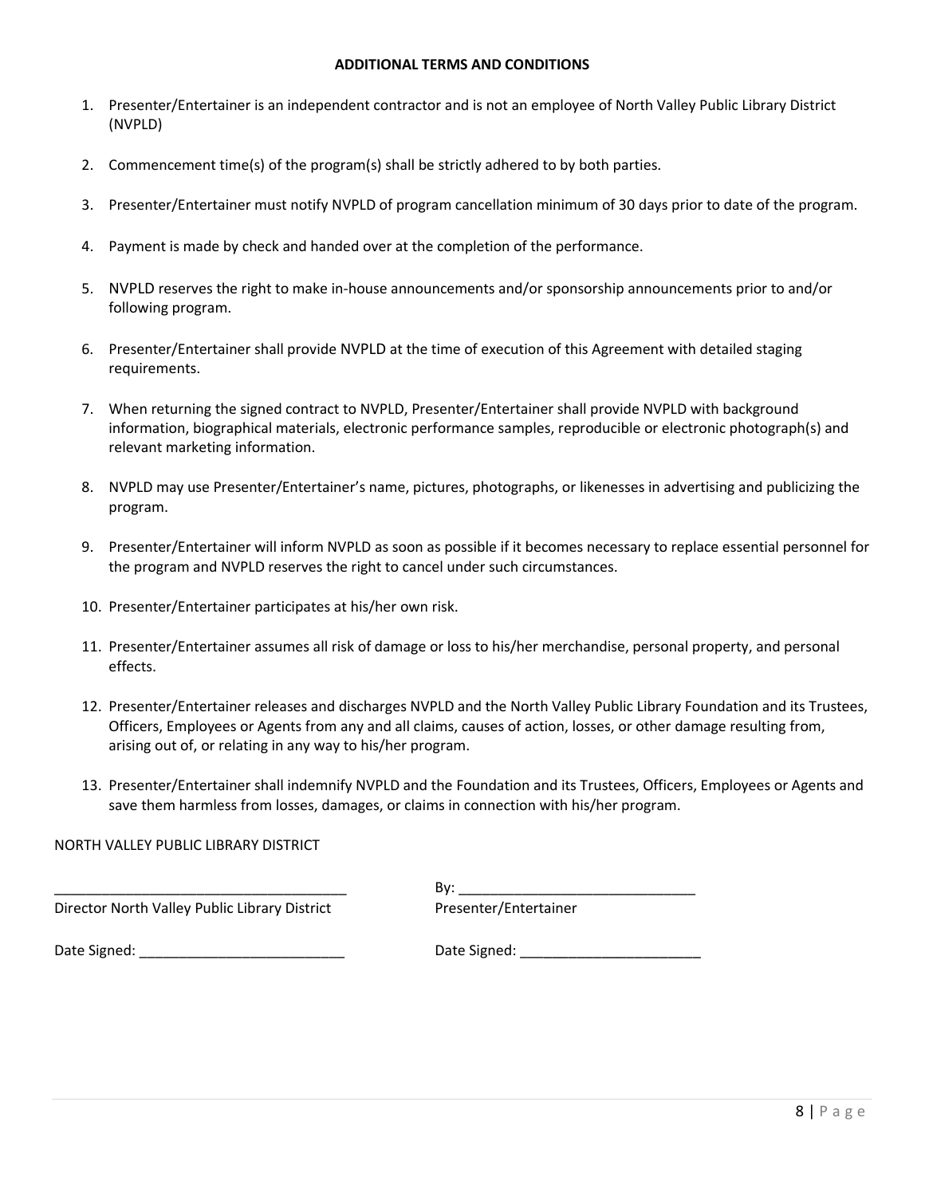**ADDITIONAL TERMS AND CONDITIONS**

1. Presenter/Entertainer is an independent contractor and is not an employee of North Valley Public Library District (NVPLD)

2. Commencement time(s) of the program(s) shall be strictly adhered to by both parties.

3. Presenter/Entertainer must notify NVPLD of program cancellation minimum of 30 days prior to date of the program.

4. Payment is made by check and handed over at the completion of the performance.

5. NVPLD reserves the right to make in-house announcements and/or sponsorship announcements prior to and/or following program.

6. Presenter/Entertainer shall provide NVPLD at the time of execution of this Agreement with detailed staging requirements.

7. When returning the signed contract to NVPLD, Presenter/Entertainer shall provide NVPLD with background information, biographical materials, electronic performance samples, reproducible or electronic photograph(s) and relevant marketing information.

8. NVPLD may use Presenter/Entertainer's name, pictures, photographs, or likenesses in advertising and publicizing the program.

9. Presenter/Entertainer will inform NVPLD as soon as possible if it becomes necessary to replace essential personnel for the program and NVPLD reserves the right to cancel under such circumstances.

10. Presenter/Entertainer participates at his/her own risk.

11. Presenter/Entertainer assumes all risk of damage or loss to his/her merchandise, personal property, and personal effects.

12. Presenter/Entertainer releases and discharges NVPLD and the North Valley Public Library Foundation and its Trustees, Officers, Employees or Agents from any and all claims, causes of action, losses, or other damage resulting from, arising out of, or relating in any way to his/her program.

13. Presenter/Entertainer shall indemnify NVPLD and the Foundation and its Trustees, Officers, Employees or Agents and save them harmless from losses, damages, or claims in connection with his/her program.

NORTH VALLEY PUBLIC LIBRARY DISTRICT

______________________________________
Director North Valley Public Library District

Date Signed: __________________________

By: ______________________________
Presenter/Entertainer

Date Signed: _______________________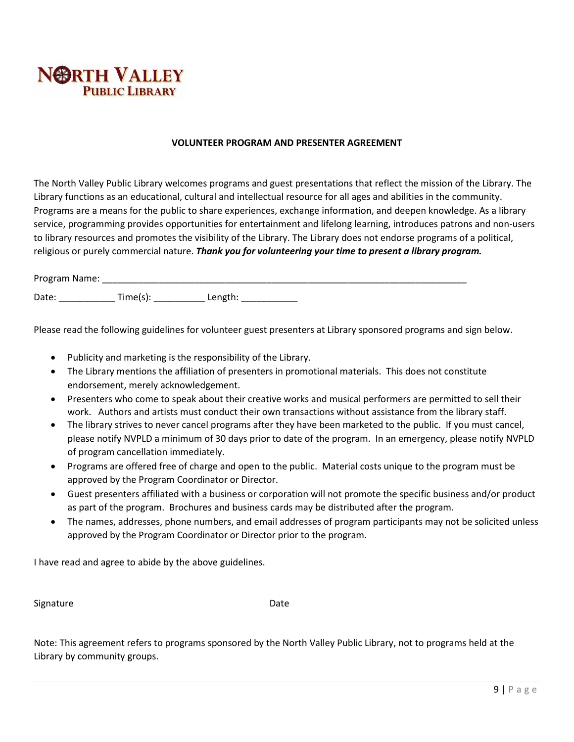NORTH VALLEY
PUBLIC LIBRARY

**VOLUNTEER PROGRAM AND PRESENTER AGREEMENT**

The North Valley Public Library welcomes programs and guest presentations that reflect the mission of the Library. The Library functions as an educational, cultural and intellectual resource for all ages and abilities in the community. Programs are a means for the public to share experiences, exchange information, and deepen knowledge. As a library service, programming provides opportunities for entertainment and lifelong learning, introduces patrons and non-users to library resources and promotes the visibility of the Library. The Library does not endorse programs of a political, religious or purely commercial nature. ***Thank you for volunteering your time to present a library program.***

Program Name: ___________________________________________________________________________

Date: ___________ Time(s): __________ Length: ___________

Please read the following guidelines for volunteer guest presenters at Library sponsored programs and sign below.

- Publicity and marketing is the responsibility of the Library.
- The Library mentions the affiliation of presenters in promotional materials. This does not constitute endorsement, merely acknowledgement.
- Presenters who come to speak about their creative works and musical performers are permitted to sell their work. Authors and artists must conduct their own transactions without assistance from the library staff.
- The library strives to never cancel programs after they have been marketed to the public. If you must cancel, please notify NVPLD a minimum of 30 days prior to date of the program. In an emergency, please notify NVPLD of program cancellation immediately.
- Programs are offered free of charge and open to the public. Material costs unique to the program must be approved by the Program Coordinator or Director.
- Guest presenters affiliated with a business or corporation will not promote the specific business and/or product as part of the program. Brochures and business cards may be distributed after the program.
- The names, addresses, phone numbers, and email addresses of program participants may not be solicited unless approved by the Program Coordinator or Director prior to the program.

I have read and agree to abide by the above guidelines.

Signature                                        Date

Note: This agreement refers to programs sponsored by the North Valley Public Library, not to programs held at the Library by community groups.